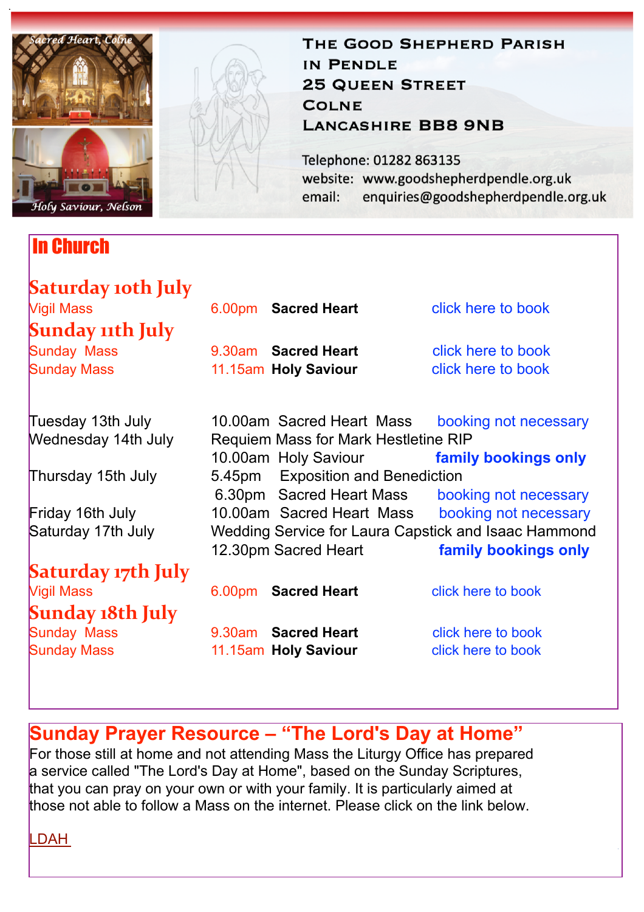*Sacred Heart, Colne*

*Holy Saviour, Nelson*

**The Good Shepherd Parish in Pendle**
**25 Queen Street**
**Colne**
**Lancashire BB8 9NB**

Telephone: 01282 863135
website: www.goodshepherdpendle.org.uk
email: enquiries@goodshepherdpendle.org.uk

# In Church

## Saturday 10th July

| | | | |
|---|---|---|---|
| Vigil Mass | 6.00pm | **Sacred Heart** | click here to book |

## Sunday 11th July

| | | | |
|---|---|---|---|
| Sunday Mass | 9.30am | **Sacred Heart** | click here to book |
| Sunday Mass | 11.15am | **Holy Saviour** | click here to book |

| | | |
|---|---|---|
| Tuesday 13th July | 10.00am Sacred Heart Mass | booking not necessary |
| Wednesday 14th July | Requiem Mass for Mark Hestletine RIP | |
| | 10.00am Holy Saviour | **family bookings only** |
| Thursday 15th July | 5.45pm Exposition and Benediction | |
| | 6.30pm Sacred Heart Mass | booking not necessary |
| Friday 16th July | 10.00am Sacred Heart Mass | booking not necessary |
| Saturday 17th July | Wedding Service for Laura Capstick and Isaac Hammond | |
| | 12.30pm Sacred Heart | **family bookings only** |

## Saturday 17th July

| | | | |
|---|---|---|---|
| Vigil Mass | 6.00pm | **Sacred Heart** | click here to book |

## Sunday 18th July

| | | | |
|---|---|---|---|
| Sunday Mass | 9.30am | **Sacred Heart** | click here to book |
| Sunday Mass | 11.15am | **Holy Saviour** | click here to book |

## Sunday Prayer Resource – "The Lord's Day at Home"

For those still at home and not attending Mass the Liturgy Office has prepared a service called "The Lord's Day at Home", based on the Sunday Scriptures, that you can pray on your own or with your family. It is particularly aimed at those not able to follow a Mass on the internet. Please click on the link below.

LDAH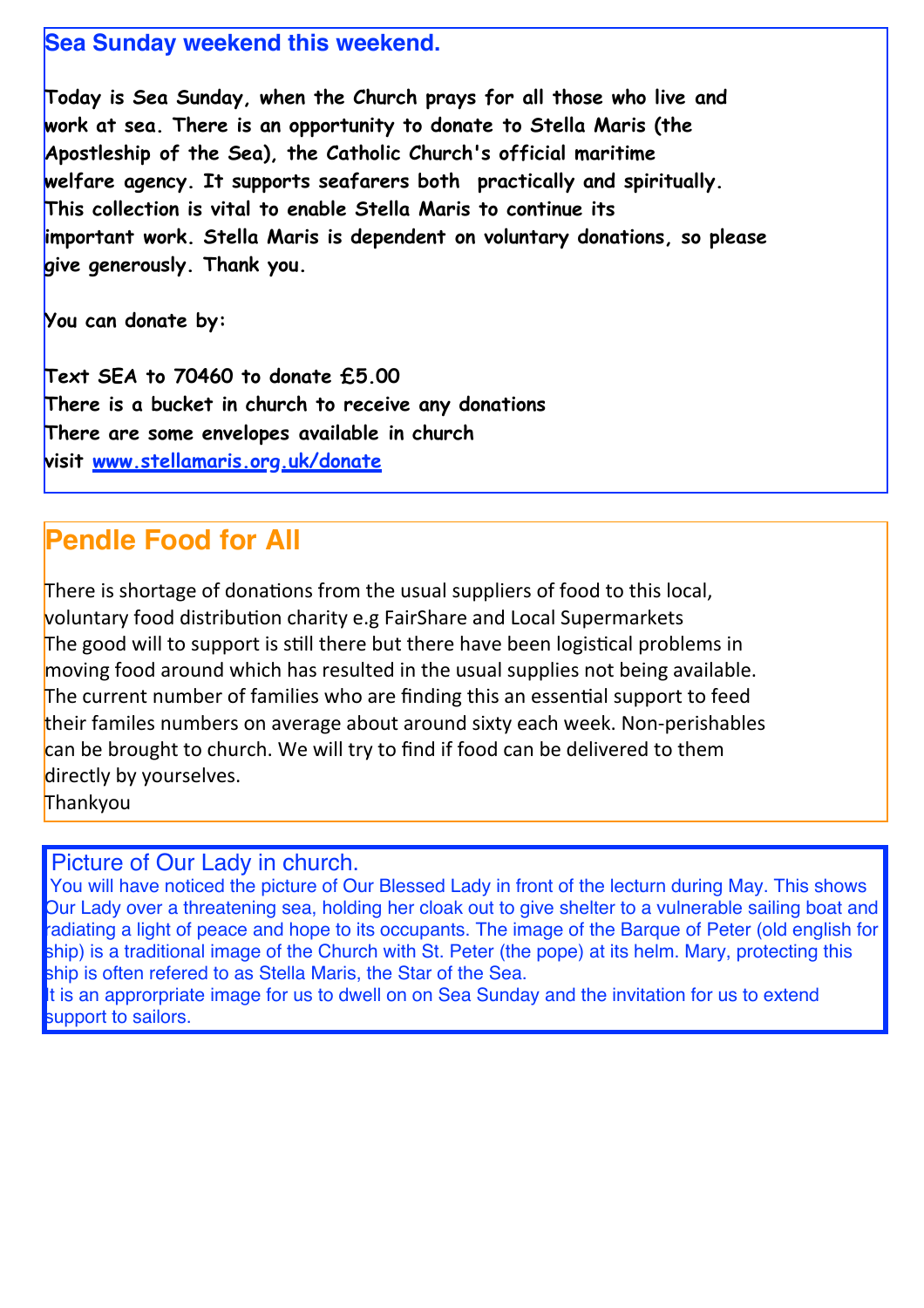## Sea Sunday weekend this weekend.

**Today is Sea Sunday, when the Church prays for all those who live and work at sea. There is an opportunity to donate to Stella Maris (the Apostleship of the Sea), the Catholic Church's official maritime welfare agency. It supports seafarers both practically and spiritually. This collection is vital to enable Stella Maris to continue its important work. Stella Maris is dependent on voluntary donations, so please give generously. Thank you.**

**You can donate by:**

**Text SEA to 70460 to donate £5.00**
**There is a bucket in church to receive any donations**
**There are some envelopes available in church**
**visit [www.stellamaris.org.uk/donate](www.stellamaris.org.uk/donate)**

## Pendle Food for All

There is shortage of donations from the usual suppliers of food to this local, voluntary food distribution charity e.g FairShare and Local Supermarkets
The good will to support is still there but there have been logistical problems in moving food around which has resulted in the usual supplies not being available. The current number of families who are finding this an essential support to feed their familes numbers on average about around sixty each week. Non-perishables can be brought to church. We will try to find if food can be delivered to them directly by yourselves.
Thankyou

## Picture of Our Lady in church.

You will have noticed the picture of Our Blessed Lady in front of the lecturn during May. This shows Our Lady over a threatening sea, holding her cloak out to give shelter to a vulnerable sailing boat and radiating a light of peace and hope to its occupants. The image of the Barque of Peter (old english for ship) is a traditional image of the Church with St. Peter (the pope) at its helm. Mary, protecting this ship is often refered to as Stella Maris, the Star of the Sea.
It is an approrpriate image for us to dwell on on Sea Sunday and the invitation for us to extend support to sailors.